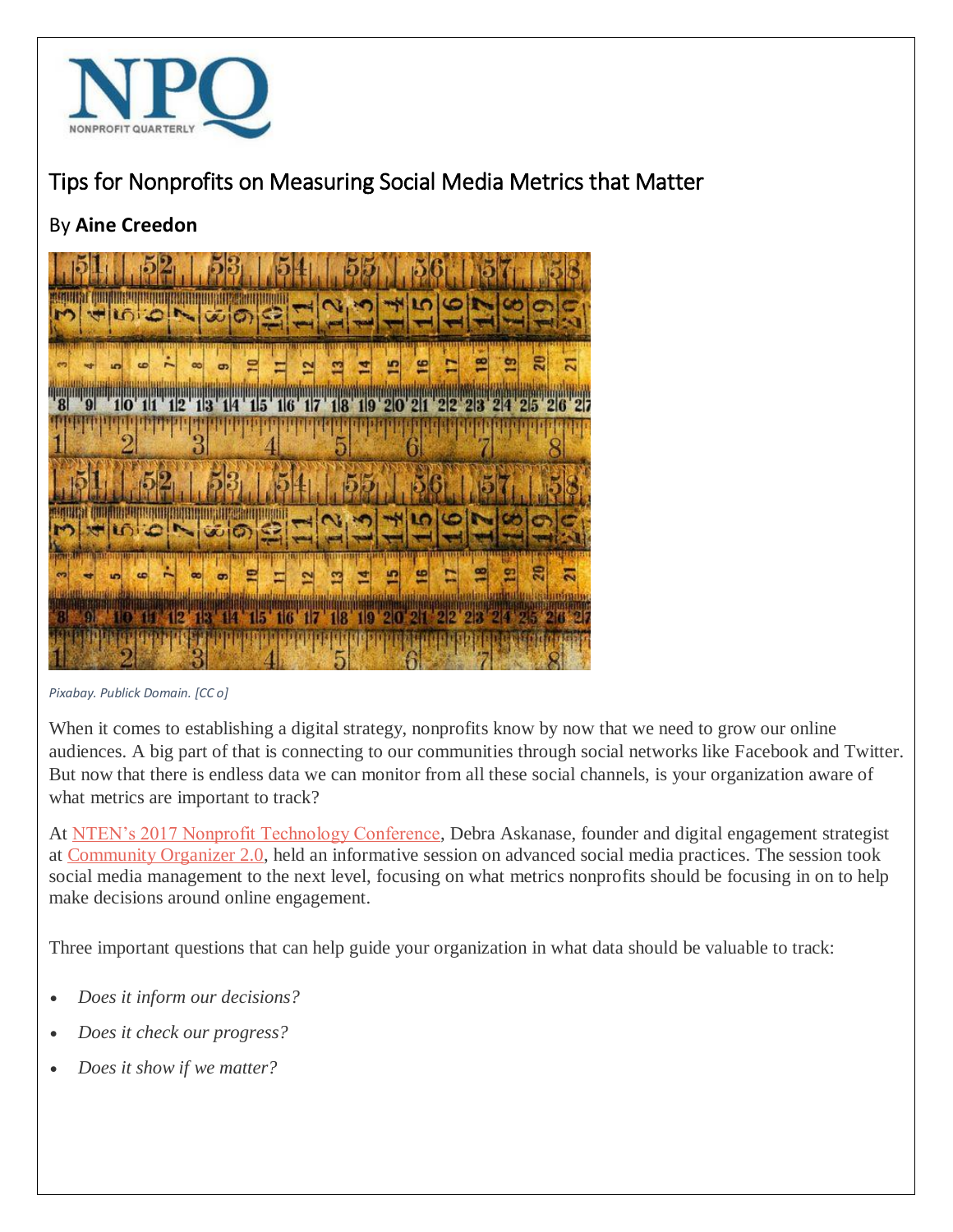# Tips for Nonprofits on Measuring Social Media Metrics that Matter

By **Aine Creedon**

*Pixabay. Publick Domain. [CC o]*

When it comes to establishing a digital strategy, nonprofits know by now that we need to grow our online audiences. A big part of that is connecting to our communities through social networks like Facebook and Twitter. But now that there is endless data we can monitor from all these social channels, is your organization aware of what metrics are important to track?

At NTEN's 2017 Nonprofit Technology Conference, Debra Askanase, founder and digital engagement strategist at Community Organizer 2.0, held an informative session on advanced social media practices. The session took social media management to the next level, focusing on what metrics nonprofits should be focusing in on to help make decisions around online engagement.

Three important questions that can help guide your organization in what data should be valuable to track:

- *Does it inform our decisions?*
- *Does it check our progress?*
- *Does it show if we matter?*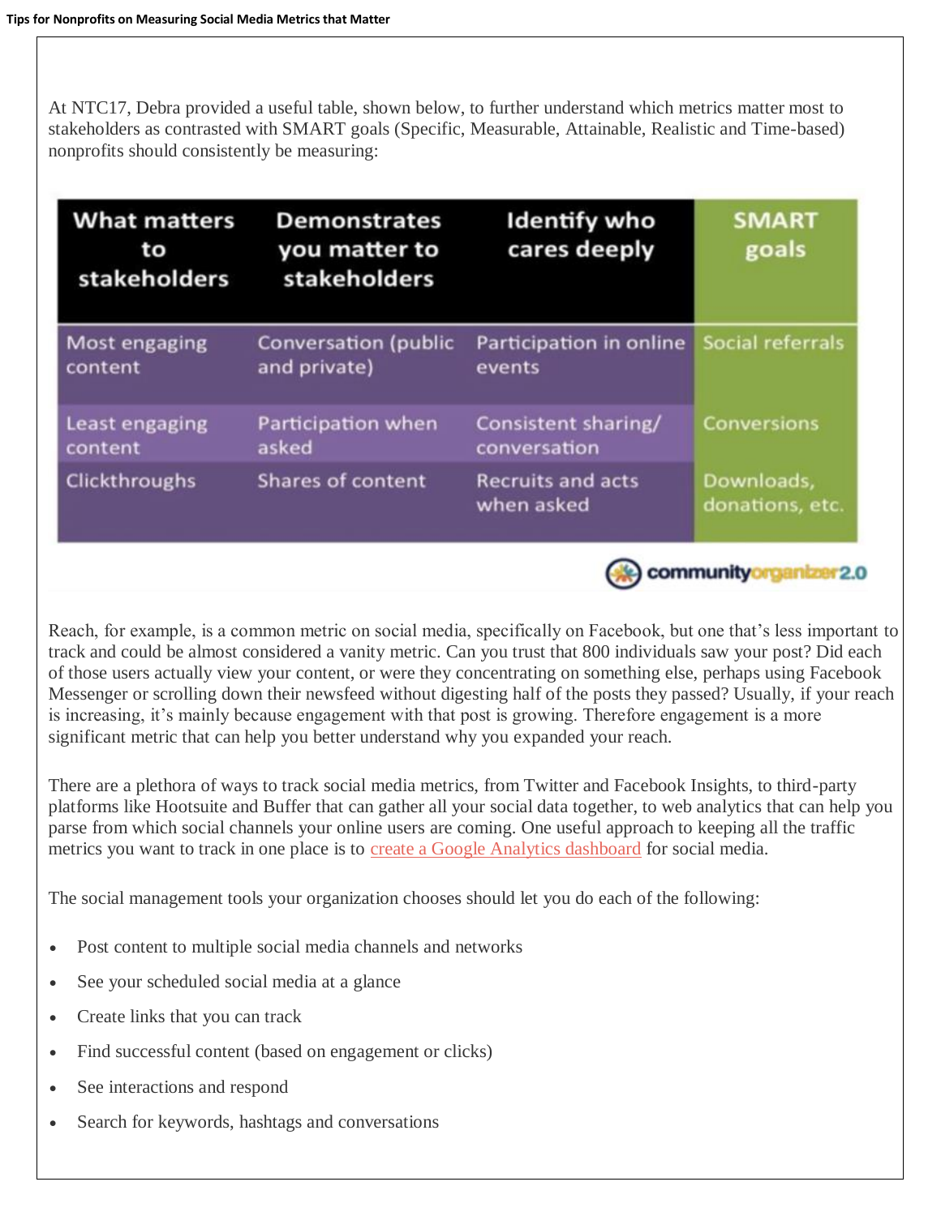At NTC17, Debra provided a useful table, shown below, to further understand which metrics matter most to stakeholders as contrasted with SMART goals (Specific, Measurable, Attainable, Realistic and Time-based) nonprofits should consistently be measuring:

| What matters to stakeholders | Demonstrates you matter to stakeholders | Identify who cares deeply | SMART goals |
|---|---|---|---|
| Most engaging content | Conversation (public and private) | Participation in online events | Social referrals |
| Least engaging content | Participation when asked | Consistent sharing/ conversation | Conversions |
| Clickthroughs | Shares of content | Recruits and acts when asked | Downloads, donations, etc. |

communityorganizer2.0

Reach, for example, is a common metric on social media, specifically on Facebook, but one that's less important to track and could be almost considered a vanity metric. Can you trust that 800 individuals saw your post? Did each of those users actually view your content, or were they concentrating on something else, perhaps using Facebook Messenger or scrolling down their newsfeed without digesting half of the posts they passed? Usually, if your reach is increasing, it's mainly because engagement with that post is growing. Therefore engagement is a more significant metric that can help you better understand why you expanded your reach.

There are a plethora of ways to track social media metrics, from Twitter and Facebook Insights, to third-party platforms like Hootsuite and Buffer that can gather all your social data together, to web analytics that can help you parse from which social channels your online users are coming. One useful approach to keeping all the traffic metrics you want to track in one place is to create a Google Analytics dashboard for social media.

The social management tools your organization chooses should let you do each of the following:

- Post content to multiple social media channels and networks
- See your scheduled social media at a glance
- Create links that you can track
- Find successful content (based on engagement or clicks)
- See interactions and respond
- Search for keywords, hashtags and conversations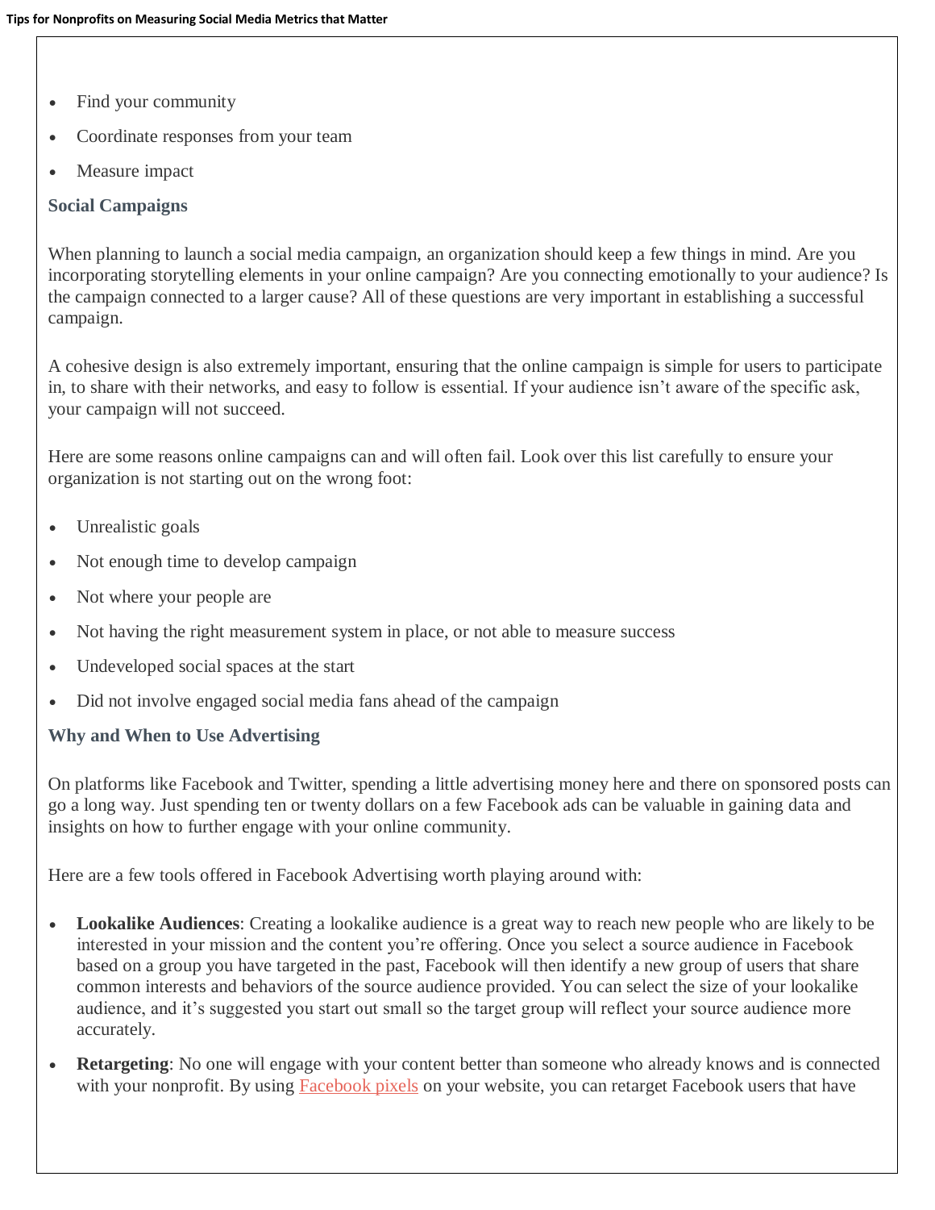- Find your community
- Coordinate responses from your team
- Measure impact

### Social Campaigns

When planning to launch a social media campaign, an organization should keep a few things in mind. Are you incorporating storytelling elements in your online campaign? Are you connecting emotionally to your audience? Is the campaign connected to a larger cause? All of these questions are very important in establishing a successful campaign.

A cohesive design is also extremely important, ensuring that the online campaign is simple for users to participate in, to share with their networks, and easy to follow is essential. If your audience isn't aware of the specific ask, your campaign will not succeed.

Here are some reasons online campaigns can and will often fail. Look over this list carefully to ensure your organization is not starting out on the wrong foot:

- Unrealistic goals
- Not enough time to develop campaign
- Not where your people are
- Not having the right measurement system in place, or not able to measure success
- Undeveloped social spaces at the start
- Did not involve engaged social media fans ahead of the campaign

### Why and When to Use Advertising

On platforms like Facebook and Twitter, spending a little advertising money here and there on sponsored posts can go a long way. Just spending ten or twenty dollars on a few Facebook ads can be valuable in gaining data and insights on how to further engage with your online community.

Here are a few tools offered in Facebook Advertising worth playing around with:

- **Lookalike Audiences**: Creating a lookalike audience is a great way to reach new people who are likely to be interested in your mission and the content you're offering. Once you select a source audience in Facebook based on a group you have targeted in the past, Facebook will then identify a new group of users that share common interests and behaviors of the source audience provided. You can select the size of your lookalike audience, and it's suggested you start out small so the target group will reflect your source audience more accurately.
- **Retargeting**: No one will engage with your content better than someone who already knows and is connected with your nonprofit. By using Facebook pixels on your website, you can retarget Facebook users that have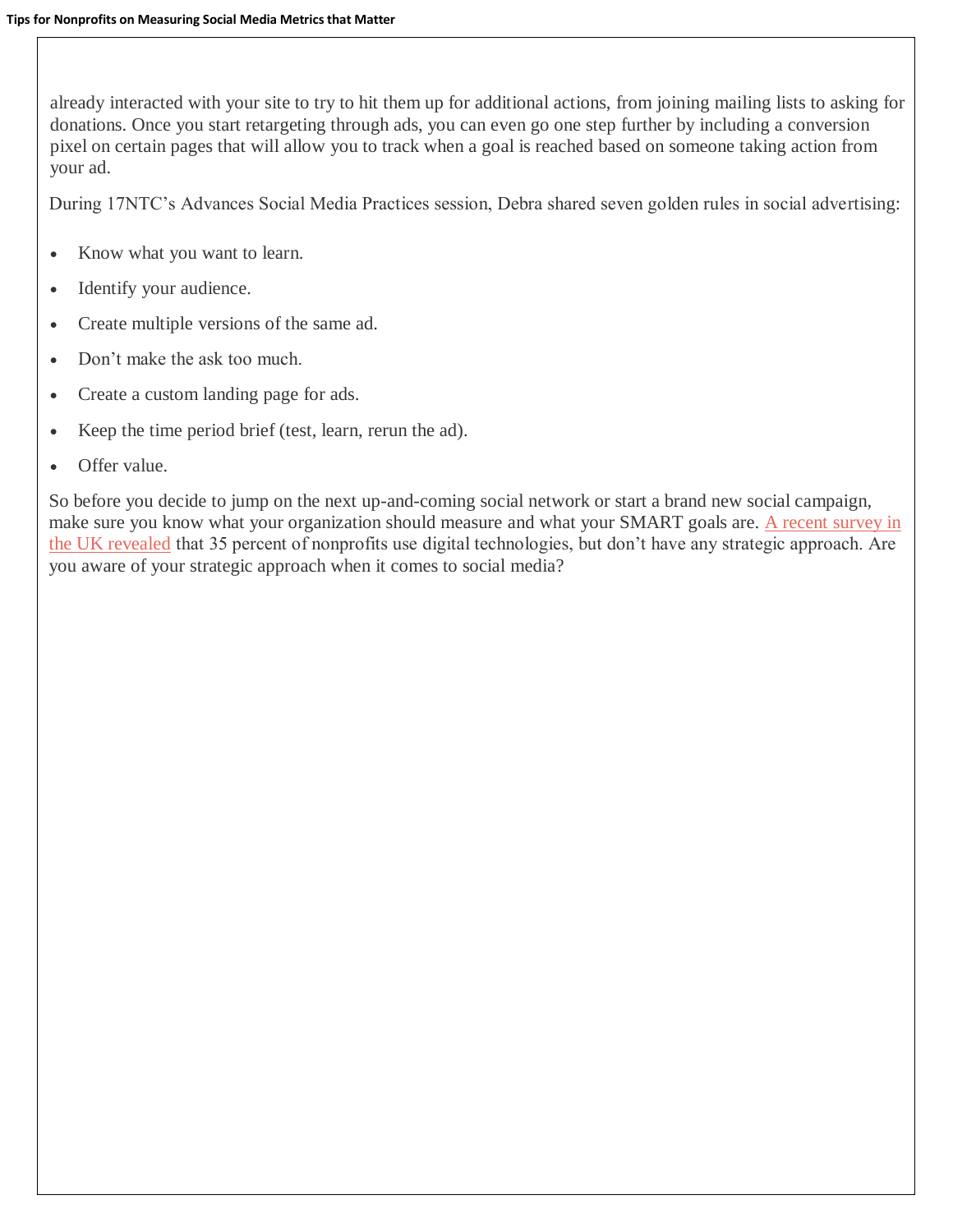already interacted with your site to try to hit them up for additional actions, from joining mailing lists to asking for donations. Once you start retargeting through ads, you can even go one step further by including a conversion pixel on certain pages that will allow you to track when a goal is reached based on someone taking action from your ad.

During 17NTC's Advances Social Media Practices session, Debra shared seven golden rules in social advertising:

- Know what you want to learn.
- Identify your audience.
- Create multiple versions of the same ad.
- Don't make the ask too much.
- Create a custom landing page for ads.
- Keep the time period brief (test, learn, rerun the ad).
- Offer value.

So before you decide to jump on the next up-and-coming social network or start a brand new social campaign, make sure you know what your organization should measure and what your SMART goals are. A recent survey in the UK revealed that 35 percent of nonprofits use digital technologies, but don't have any strategic approach. Are you aware of your strategic approach when it comes to social media?